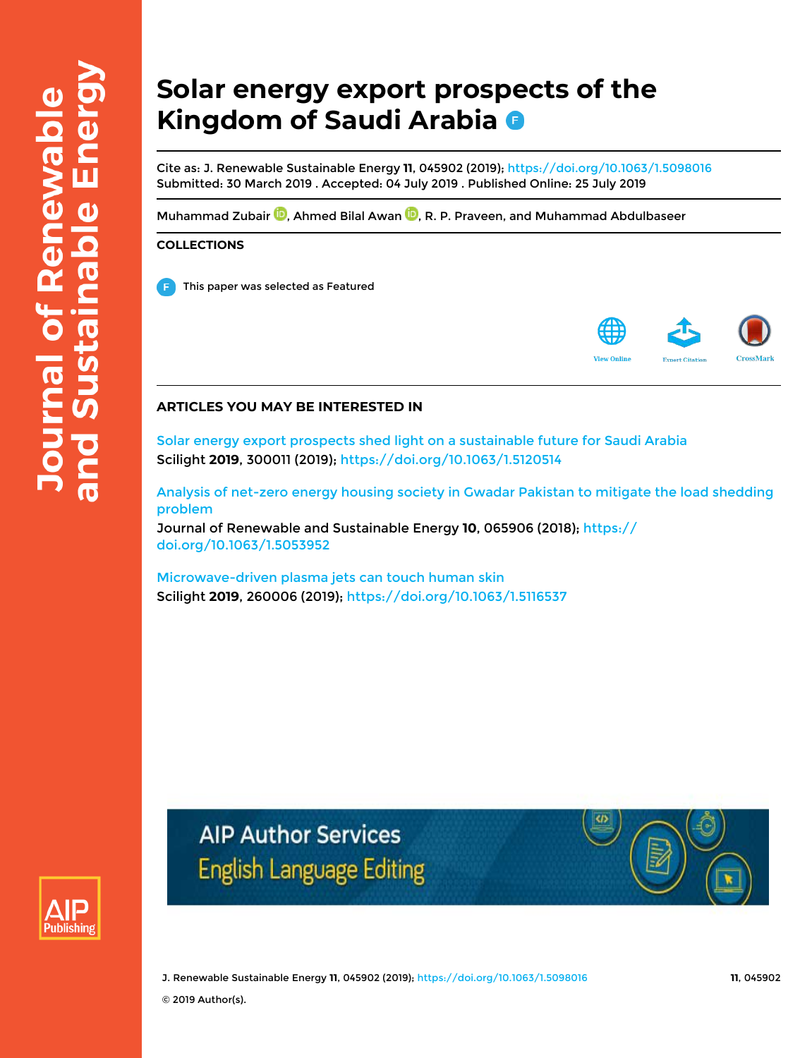# Solar energy export prospects of the Kingdom of Saudi Arabia

Cite as: J. Renewable Sustainable Energy **11**, 045902 (2019); https://doi.org/10.1063/1.5098016
Submitted: 30 March 2019 . Accepted: 04 July 2019 . Published Online: 25 July 2019

Muhammad Zubair, Ahmed Bilal Awan, R. P. Praveen, and Muhammad Abdulbaseer

**COLLECTIONS**

This paper was selected as Featured

## ARTICLES YOU MAY BE INTERESTED IN

Solar energy export prospects shed light on a sustainable future for Saudi Arabia
Scilight **2019**, 300011 (2019); https://doi.org/10.1063/1.5120514

Analysis of net-zero energy housing society in Gwadar Pakistan to mitigate the load shedding problem
Journal of Renewable and Sustainable Energy **10**, 065906 (2018); https://doi.org/10.1063/1.5053952

Microwave-driven plasma jets can touch human skin
Scilight **2019**, 260006 (2019); https://doi.org/10.1063/1.5116537

© 2019 Author(s).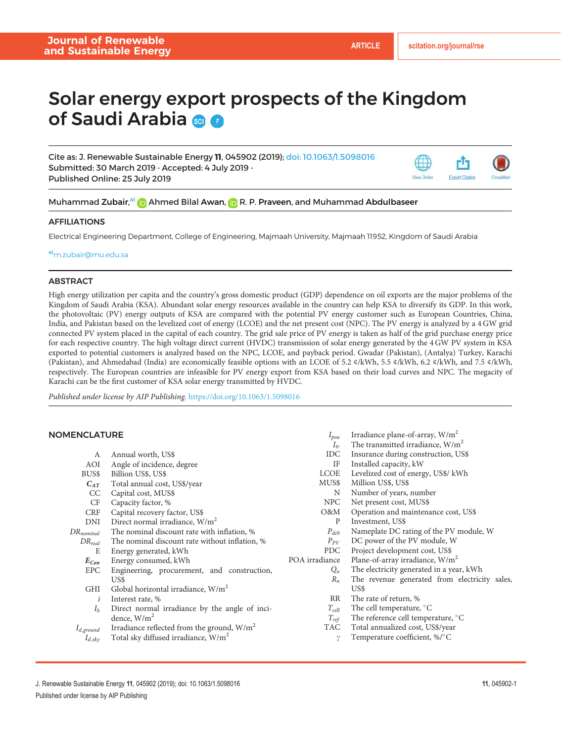# Solar energy export prospects of the Kingdom of Saudi Arabia

Cite as: J. Renewable Sustainable Energy **11**, 045902 (2019); doi: 10.1063/1.5098016
Submitted: 30 March 2019 · Accepted: 4 July 2019 ·
Published Online: 25 July 2019

Muhammad Zubair,[a] Ahmed Bilal Awan, R. P. Praveen, and Muhammad Abdulbaseer

## AFFILIATIONS

Electrical Engineering Department, College of Engineering, Majmaah University, Majmaah 11952, Kingdom of Saudi Arabia

[a]m.zubair@mu.edu.sa

## ABSTRACT

High energy utilization per capita and the country's gross domestic product (GDP) dependence on oil exports are the major problems of the Kingdom of Saudi Arabia (KSA). Abundant solar energy resources available in the country can help KSA to diversify its GDP. In this work, the photovoltaic (PV) energy outputs of KSA are compared with the potential PV energy customer such as European Countries, China, India, and Pakistan based on the levelized cost of energy (LCOE) and the net present cost (NPC). The PV energy is analyzed by a 4 GW grid connected PV system placed in the capital of each country. The grid sale price of PV energy is taken as half of the grid purchase energy price for each respective country. The high voltage direct current (HVDC) transmission of solar energy generated by the 4 GW PV system in KSA exported to potential customers is analyzed based on the NPC, LCOE, and payback period. Gwadar (Pakistan), (Antalya) Turkey, Karachi (Pakistan), and Ahmedabad (India) are economically feasible options with an LCOE of 5.2 ¢/kWh, 5.5 ¢/kWh, 6.2 ¢/kWh, and 7.5 ¢/kWh, respectively. The European countries are infeasible for PV energy export from KSA based on their load curves and NPC. The megacity of Karachi can be the first customer of KSA solar energy transmitted by HVDC.

*Published under license by AIP Publishing.* https://doi.org/10.1063/1.5098016

## NOMENCLATURE

| | |
|---|---|
| A | Annual worth, US$ |
| AOI | Angle of incidence, degree |
| BUS$ | Billion US$, US$ |
| $C_{AT}$ | Total annual cost, US$/year |
| CC | Capital cost, MUS$ |
| CF | Capacity factor, % |
| CRF | Capital recovery factor, US$ |
| DNI | Direct normal irradiance, W/m$^2$ |
| $DR_{nominal}$ | The nominal discount rate with inflation, % |
| $DR_{real}$ | The nominal discount rate without inflation, % |
| E | Energy generated, kWh |
| $E_{Con}$ | Energy consumed, kWh |
| EPC | Engineering, procurement, and construction, US$ |
| GHI | Global horizontal irradiance, W/m$^2$ |
| $i$ | Interest rate, % |
| $I_b$ | Direct normal irradiance by the angle of incidence, W/m$^2$ |
| $I_{d,ground}$ | Irradiance reflected from the ground, W/m$^2$ |
| $I_{d,sky}$ | Total sky diffused irradiance, W/m$^2$ |
| $I_{poa}$ | Irradiance plane-of-array, W/m$^2$ |
| $I_{tr}$ | The transmitted irradiance, W/m$^2$ |
| IDC | Insurance during construction, US$ |
| IF | Installed capacity, kW |
| LCOE | Levelized cost of energy, US$/ kWh |
| MUS$ | Million US$, US$ |
| N | Number of years, number |
| NPC | Net present cost, MUS$ |
| O&M | Operation and maintenance cost, US$ |
| P | Investment, US$ |
| $P_{dc0}$ | Nameplate DC rating of the PV module, W |
| $P_{PV}$ | DC power of the PV module, W |
| PDC | Project development cost, US$ |
| POA irradiance | Plane-of-array irradiance, W/m$^2$ |
| $Q_n$ | The electricity generated in a year, kWh |
| $R_n$ | The revenue generated from electricity sales, US$ |
| RR | The rate of return, % |
| $T_{cell}$ | The cell temperature, °C |
| $T_{ref}$ | The reference cell temperature, °C |
| TAC | Total annualized cost, US$/year |
| $\gamma$ | Temperature coefficient, %/°C |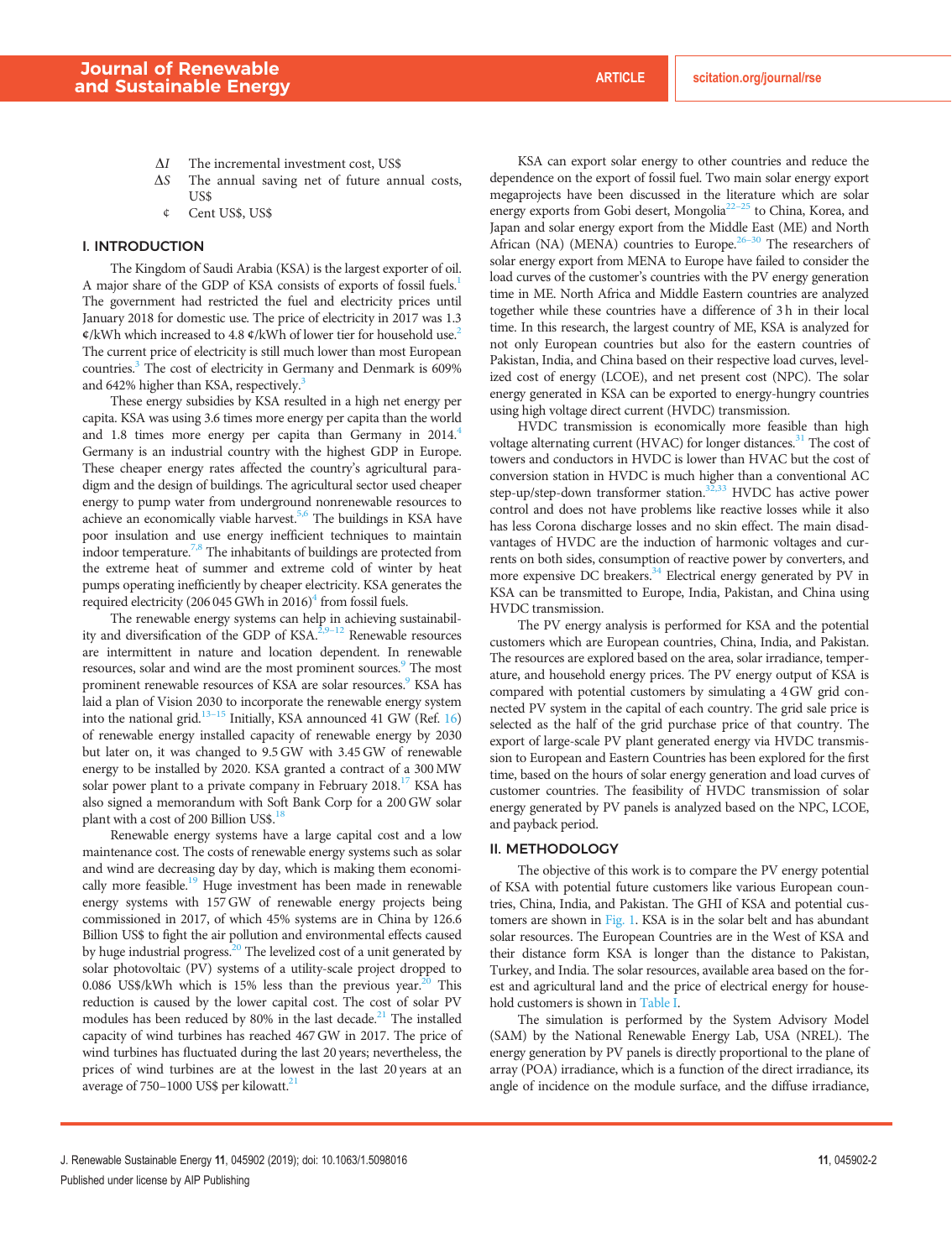$\Delta I$ The incremental investment cost, US$

$\Delta S$ The annual saving net of future annual costs, US$

¢ Cent US$, US$

## I. INTRODUCTION

The Kingdom of Saudi Arabia (KSA) is the largest exporter of oil. A major share of the GDP of KSA consists of exports of fossil fuels.[1] The government had restricted the fuel and electricity prices until January 2018 for domestic use. The price of electricity in 2017 was 1.3 ¢/kWh which increased to 4.8 ¢/kWh of lower tier for household use.[2] The current price of electricity is still much lower than most European countries.[3] The cost of electricity in Germany and Denmark is 609% and 642% higher than KSA, respectively.[3]

These energy subsidies by KSA resulted in a high net energy per capita. KSA was using 3.6 times more energy per capita than the world and 1.8 times more energy per capita than Germany in 2014.[4] Germany is an industrial country with the highest GDP in Europe. These cheaper energy rates affected the country's agricultural paradigm and the design of buildings. The agricultural sector used cheaper energy to pump water from underground nonrenewable resources to achieve an economically viable harvest.[5,6] The buildings in KSA have poor insulation and use energy inefficient techniques to maintain indoor temperature.[7,8] The inhabitants of buildings are protected from the extreme heat of summer and extreme cold of winter by heat pumps operating inefficiently by cheaper electricity. KSA generates the required electricity (206 045 GWh in 2016)[4] from fossil fuels.

The renewable energy systems can help in achieving sustainability and diversification of the GDP of KSA.[2,9–12] Renewable resources are intermittent in nature and location dependent. In renewable resources, solar and wind are the most prominent sources.[9] The most prominent renewable resources of KSA are solar resources.[9] KSA has laid a plan of Vision 2030 to incorporate the renewable energy system into the national grid.[13–15] Initially, KSA announced 41 GW (Ref. 16) of renewable energy installed capacity of renewable energy by 2030 but later on, it was changed to 9.5 GW with 3.45 GW of renewable energy to be installed by 2020. KSA granted a contract of a 300 MW solar power plant to a private company in February 2018.[17] KSA has also signed a memorandum with Soft Bank Corp for a 200 GW solar plant with a cost of 200 Billion US$.[18]

Renewable energy systems have a large capital cost and a low maintenance cost. The costs of renewable energy systems such as solar and wind are decreasing day by day, which is making them economically more feasible.[19] Huge investment has been made in renewable energy systems with 157 GW of renewable energy projects being commissioned in 2017, of which 45% systems are in China by 126.6 Billion US$ to fight the air pollution and environmental effects caused by huge industrial progress.[20] The levelized cost of a unit generated by solar photovoltaic (PV) systems of a utility-scale project dropped to 0.086 US$/kWh which is 15% less than the previous year.[20] This reduction is caused by the lower capital cost. The cost of solar PV modules has been reduced by 80% in the last decade.[21] The installed capacity of wind turbines has reached 467 GW in 2017. The price of wind turbines has fluctuated during the last 20 years; nevertheless, the prices of wind turbines are at the lowest in the last 20 years at an average of 750–1000 US$ per kilowatt.[21]

KSA can export solar energy to other countries and reduce the dependence on the export of fossil fuel. Two main solar energy export megaprojects have been discussed in the literature which are solar energy exports from Gobi desert, Mongolia[22–25] to China, Korea, and Japan and solar energy export from the Middle East (ME) and North African (NA) (MENA) countries to Europe.[26–30] The researchers of solar energy export from MENA to Europe have failed to consider the load curves of the customer's countries with the PV energy generation time in ME. North Africa and Middle Eastern countries are analyzed together while these countries have a difference of 3 h in their local time. In this research, the largest country of ME, KSA is analyzed for not only European countries but also for the eastern countries of Pakistan, India, and China based on their respective load curves, levelized cost of energy (LCOE), and net present cost (NPC). The solar energy generated in KSA can be exported to energy-hungry countries using high voltage direct current (HVDC) transmission.

HVDC transmission is economically more feasible than high voltage alternating current (HVAC) for longer distances.[31] The cost of towers and conductors in HVDC is lower than HVAC but the cost of conversion station in HVDC is much higher than a conventional AC step-up/step-down transformer station.[32,33] HVDC has active power control and does not have problems like reactive losses while it also has less Corona discharge losses and no skin effect. The main disadvantages of HVDC are the induction of harmonic voltages and currents on both sides, consumption of reactive power by converters, and more expensive DC breakers.[34] Electrical energy generated by PV in KSA can be transmitted to Europe, India, Pakistan, and China using HVDC transmission.

The PV energy analysis is performed for KSA and the potential customers which are European countries, China, India, and Pakistan. The resources are explored based on the area, solar irradiance, temperature, and household energy prices. The PV energy output of KSA is compared with potential customers by simulating a 4 GW grid connected PV system in the capital of each country. The grid sale price is selected as the half of the grid purchase price of that country. The export of large-scale PV plant generated energy via HVDC transmission to European and Eastern Countries has been explored for the first time, based on the hours of solar energy generation and load curves of customer countries. The feasibility of HVDC transmission of solar energy generated by PV panels is analyzed based on the NPC, LCOE, and payback period.

## II. METHODOLOGY

The objective of this work is to compare the PV energy potential of KSA with potential future customers like various European countries, China, India, and Pakistan. The GHI of KSA and potential customers are shown in Fig. 1. KSA is in the solar belt and has abundant solar resources. The European Countries are in the West of KSA and their distance form KSA is longer than the distance to Pakistan, Turkey, and India. The solar resources, available area based on the forest and agricultural land and the price of electrical energy for household customers is shown in Table I.

The simulation is performed by the System Advisory Model (SAM) by the National Renewable Energy Lab, USA (NREL). The energy generation by PV panels is directly proportional to the plane of array (POA) irradiance, which is a function of the direct irradiance, its angle of incidence on the module surface, and the diffuse irradiance,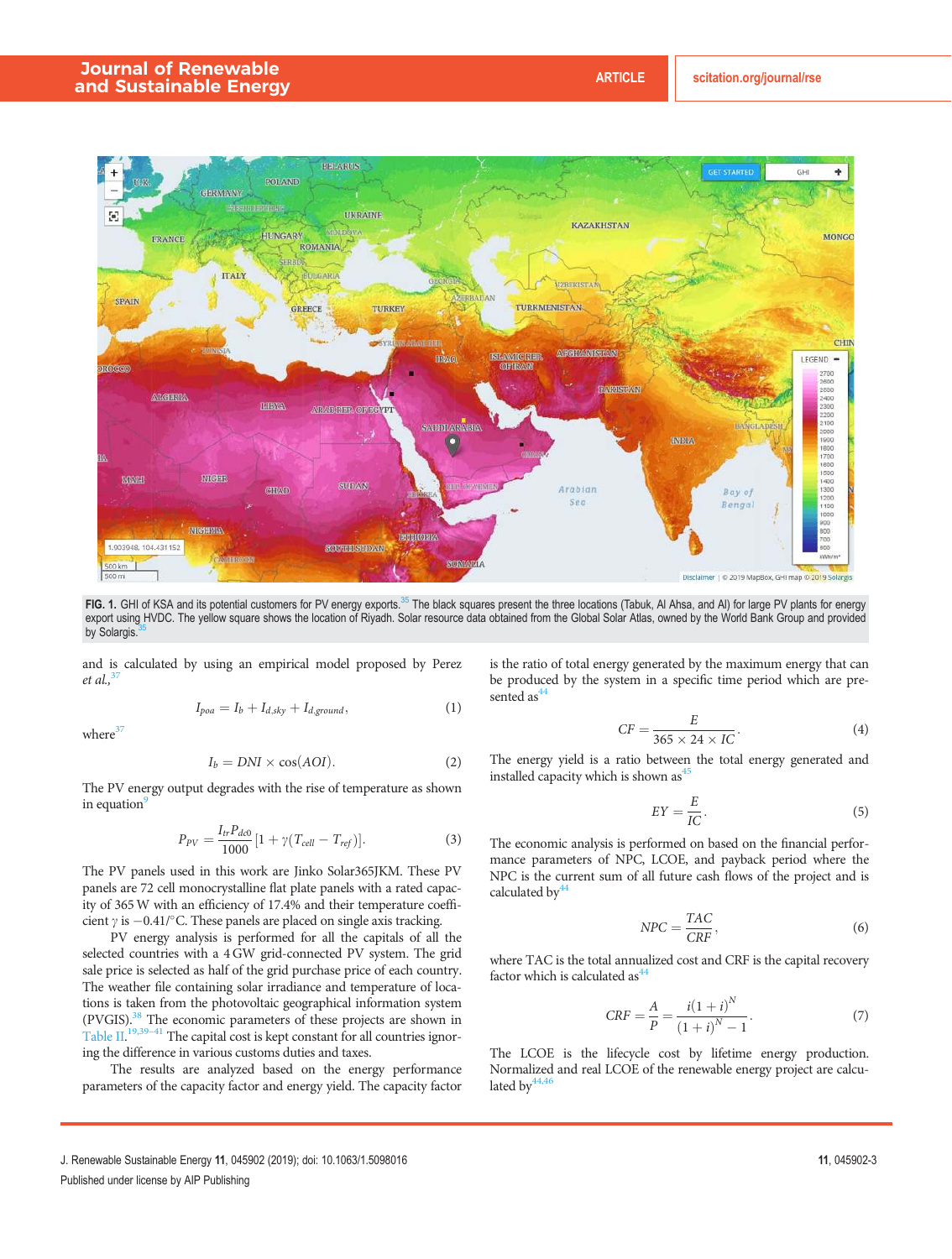FIG. 1. GHI of KSA and its potential customers for PV energy exports.[35] The black squares present the three locations (Tabuk, Al Ahsa, and Al) for large PV plants for energy export using HVDC. The yellow square shows the location of Riyadh. Solar resource data obtained from the Global Solar Atlas, owned by the World Bank Group and provided by Solargis.[35]

and is calculated by using an empirical model proposed by Perez *et al.*,[37]

$$I_{poa} = I_b + I_{d,sky} + I_{d,ground}, \tag{1}$$

where[37]

$$I_b = DNI \times \cos(AOI). \tag{2}$$

The PV energy output degrades with the rise of temperature as shown in equation[9]

$$P_{PV} = \frac{I_{tr} P_{dc0}}{1000} \left[1 + \gamma (T_{cell} - T_{ref})\right]. \tag{3}$$

The PV panels used in this work are Jinko Solar365JKM. These PV panels are 72 cell monocrystalline flat plate panels with a rated capacity of 365 W with an efficiency of 17.4% and their temperature coefficient $\gamma$ is $-0.41/°C$. These panels are placed on single axis tracking.

PV energy analysis is performed for all the capitals of all the selected countries with a 4 GW grid-connected PV system. The grid sale price is selected as half of the grid purchase price of each country. The weather file containing solar irradiance and temperature of locations is taken from the photovoltaic geographical information system (PVGIS).[38] The economic parameters of these projects are shown in Table II.[19,39–41] The capital cost is kept constant for all countries ignoring the difference in various customs duties and taxes.

The results are analyzed based on the energy performance parameters of the capacity factor and energy yield. The capacity factor is the ratio of total energy generated by the maximum energy that can be produced by the system in a specific time period which are presented as[44]

$$CF = \frac{E}{365 \times 24 \times IC}. \tag{4}$$

The energy yield is a ratio between the total energy generated and installed capacity which is shown as[45]

$$EY = \frac{E}{IC}. \tag{5}$$

The economic analysis is performed on based on the financial performance parameters of NPC, LCOE, and payback period where the NPC is the current sum of all future cash flows of the project and is calculated by[44]

$$NPC = \frac{TAC}{CRF}, \tag{6}$$

where TAC is the total annualized cost and CRF is the capital recovery factor which is calculated as[44]

$$CRF = \frac{A}{P} = \frac{i(1+i)^N}{(1+i)^N - 1}. \tag{7}$$

The LCOE is the lifecycle cost by lifetime energy production. Normalized and real LCOE of the renewable energy project are calculated by[44,46]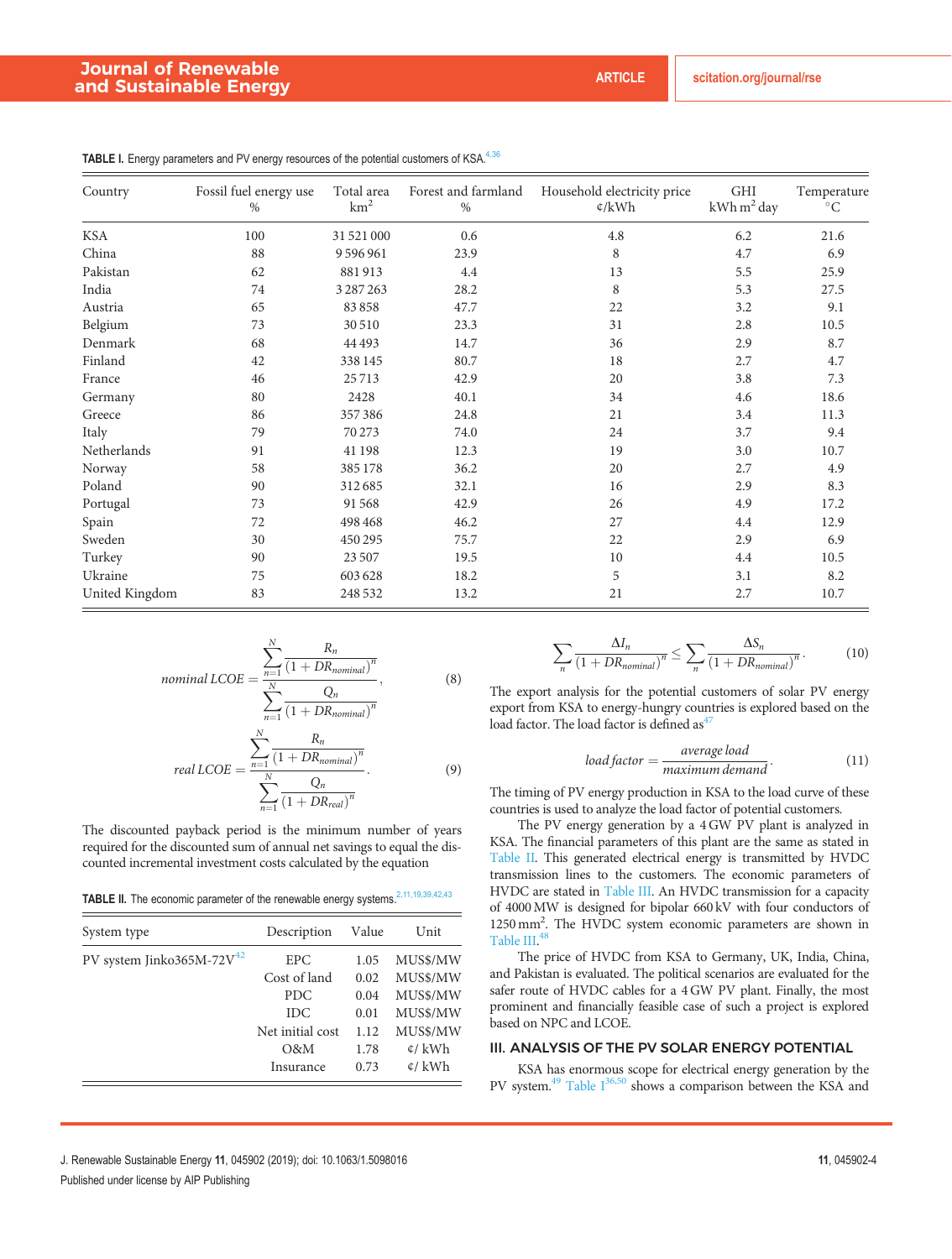TABLE I. Energy parameters and PV energy resources of the potential customers of KSA.[4,36]

| Country | Fossil fuel energy use % | Total area $km^2$ | Forest and farmland % | Household electricity price ¢/kWh | GHI kWh $m^2$ day | Temperature °C |
|---|---|---|---|---|---|---|
| KSA | 100 | 31 521 000 | 0.6 | 4.8 | 6.2 | 21.6 |
| China | 88 | 9 596 961 | 23.9 | 8 | 4.7 | 6.9 |
| Pakistan | 62 | 881 913 | 4.4 | 13 | 5.5 | 25.9 |
| India | 74 | 3 287 263 | 28.2 | 8 | 5.3 | 27.5 |
| Austria | 65 | 83 858 | 47.7 | 22 | 3.2 | 9.1 |
| Belgium | 73 | 30 510 | 23.3 | 31 | 2.8 | 10.5 |
| Denmark | 68 | 44 493 | 14.7 | 36 | 2.9 | 8.7 |
| Finland | 42 | 338 145 | 80.7 | 18 | 2.7 | 4.7 |
| France | 46 | 25 713 | 42.9 | 20 | 3.8 | 7.3 |
| Germany | 80 | 2428 | 40.1 | 34 | 4.6 | 18.6 |
| Greece | 86 | 357 386 | 24.8 | 21 | 3.4 | 11.3 |
| Italy | 79 | 70 273 | 74.0 | 24 | 3.7 | 9.4 |
| Netherlands | 91 | 41 198 | 12.3 | 19 | 3.0 | 10.7 |
| Norway | 58 | 385 178 | 36.2 | 20 | 2.7 | 4.9 |
| Poland | 90 | 312 685 | 32.1 | 16 | 2.9 | 8.3 |
| Portugal | 73 | 91 568 | 42.9 | 26 | 4.9 | 17.2 |
| Spain | 72 | 498 468 | 46.2 | 27 | 4.4 | 12.9 |
| Sweden | 30 | 450 295 | 75.7 | 22 | 2.9 | 6.9 |
| Turkey | 90 | 23 507 | 19.5 | 10 | 4.4 | 10.5 |
| Ukraine | 75 | 603 628 | 18.2 | 5 | 3.1 | 8.2 |
| United Kingdom | 83 | 248 532 | 13.2 | 21 | 2.7 | 10.7 |

$$nominal\ LCOE = \frac{\sum_{n=1}^{N} \frac{R_n}{(1+DR_{nominal})^n}}{\sum_{n=1}^{N} \frac{Q_n}{(1+DR_{nominal})^n}}, \tag{8}$$

$$real\ LCOE = \frac{\sum_{n=1}^{N} \frac{R_n}{(1+DR_{nominal})^n}}{\sum_{n=1}^{N} \frac{Q_n}{(1+DR_{real})^n}}. \tag{9}$$

The discounted payback period is the minimum number of years required for the discounted sum of annual net savings to equal the discounted incremental investment costs calculated by the equation

TABLE II. The economic parameter of the renewable energy systems.[2,11,19,39,42,43]

| System type | Description | Value | Unit |
|---|---|---|---|
| PV system Jinko365M-72V[42] | EPC | 1.05 | MUS$/MW |
| | Cost of land | 0.02 | MUS$/MW |
| | PDC | 0.04 | MUS$/MW |
| | IDC | 0.01 | MUS$/MW |
| | Net initial cost | 1.12 | MUS$/MW |
| | O&M | 1.78 | ¢/ kWh |
| | Insurance | 0.73 | ¢/ kWh |

$$\sum_n \frac{\Delta I_n}{(1+DR_{nominal})^n} \le \sum_n \frac{\Delta S_n}{(1+DR_{nominal})^n}. \tag{10}$$

The export analysis for the potential customers of solar PV energy export from KSA to energy-hungry countries is explored based on the load factor. The load factor is defined as[47]

$$load\ factor = \frac{average\ load}{maximum\ demand}. \tag{11}$$

The timing of PV energy production in KSA to the load curve of these countries is used to analyze the load factor of potential customers.

The PV energy generation by a 4 GW PV plant is analyzed in KSA. The financial parameters of this plant are the same as stated in Table II. This generated electrical energy is transmitted by HVDC transmission lines to the customers. The economic parameters of HVDC are stated in Table III. An HVDC transmission for a capacity of 4000 MW is designed for bipolar 660 kV with four conductors of 1250 $mm^2$. The HVDC system economic parameters are shown in Table III.[48]

The price of HVDC from KSA to Germany, UK, India, China, and Pakistan is evaluated. The political scenarios are evaluated for the safer route of HVDC cables for a 4 GW PV plant. Finally, the most prominent and financially feasible case of such a project is explored based on NPC and LCOE.

## III. ANALYSIS OF THE PV SOLAR ENERGY POTENTIAL

KSA has enormous scope for electrical energy generation by the PV system.[49] Table I[36,50] shows a comparison between the KSA and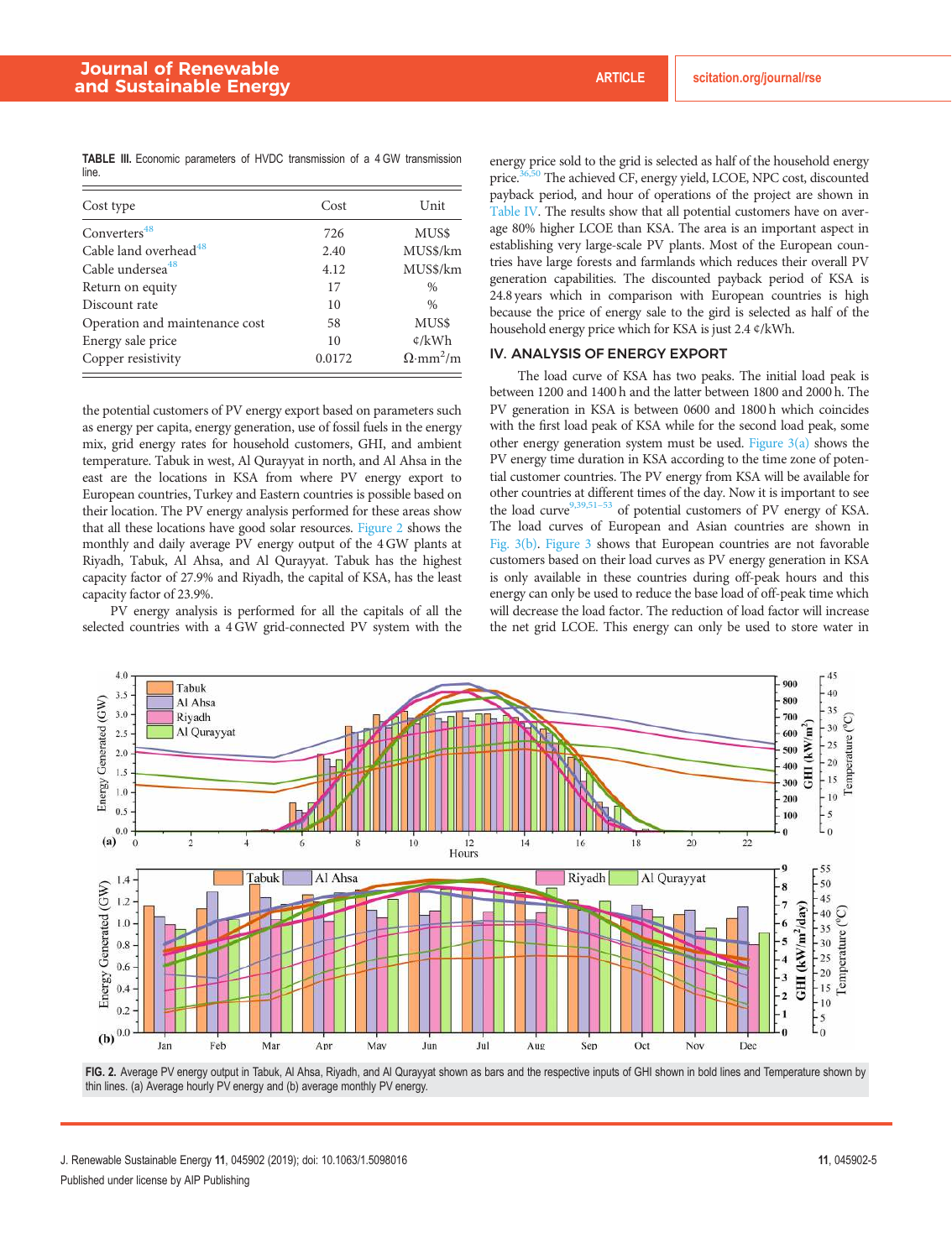**TABLE III.** Economic parameters of HVDC transmission of a 4 GW transmission line.

| Cost type | Cost | Unit |
|---|---|---|
| Converters[48] | 726 | MUS$ |
| Cable land overhead[48] | 2.40 | MUS$/km |
| Cable undersea[48] | 4.12 | MUS$/km |
| Return on equity | 17 | % |
| Discount rate | 10 | % |
| Operation and maintenance cost | 58 | MUS$ |
| Energy sale price | 10 | ¢/kWh |
| Copper resistivity | 0.0172 | $\Omega \cdot mm^2/m$ |

the potential customers of PV energy export based on parameters such as energy per capita, energy generation, use of fossil fuels in the energy mix, grid energy rates for household customers, GHI, and ambient temperature. Tabuk in west, Al Qurayyat in north, and Al Ahsa in the east are the locations in KSA from where PV energy export to European countries, Turkey and Eastern countries is possible based on their location. The PV energy analysis performed for these areas show that all these locations have good solar resources. Figure 2 shows the monthly and daily average PV energy output of the 4 GW plants at Riyadh, Tabuk, Al Ahsa, and Al Qurayyat. Tabuk has the highest capacity factor of 27.9% and Riyadh, the capital of KSA, has the least capacity factor of 23.9%.

PV energy analysis is performed for all the capitals of all the selected countries with a 4 GW grid-connected PV system with the energy price sold to the grid is selected as half of the household energy price.[36,50] The achieved CF, energy yield, LCOE, NPC cost, discounted payback period, and hour of operations of the project are shown in Table IV. The results show that all potential customers have on average 80% higher LCOE than KSA. The area is an important aspect in establishing very large-scale PV plants. Most of the European countries have large forests and farmlands which reduces their overall PV generation capabilities. The discounted payback period of KSA is 24.8 years which in comparison with European countries is high because the price of energy sale to the gird is selected as half of the household energy price which for KSA is just 2.4 ¢/kWh.

## IV. ANALYSIS OF ENERGY EXPORT

The load curve of KSA has two peaks. The initial load peak is between 1200 and 1400 h and the latter between 1800 and 2000 h. The PV generation in KSA is between 0600 and 1800 h which coincides with the first load peak of KSA while for the second load peak, some other energy generation system must be used. Figure 3(a) shows the PV energy time duration in KSA according to the time zone of potential customer countries. The PV energy from KSA will be available for other countries at different times of the day. Now it is important to see the load curve[9,39,51–53] of potential customers of PV energy of KSA. The load curves of European and Asian countries are shown in Fig. 3(b). Figure 3 shows that European countries are not favorable customers based on their load curves as PV energy generation in KSA is only available in these countries during off-peak hours and this energy can only be used to reduce the base load of off-peak time which will decrease the load factor. The reduction of load factor will increase the net grid LCOE. This energy can only be used to store water in

**FIG. 2.** Average PV energy output in Tabuk, Al Ahsa, Riyadh, and Al Qurayyat shown as bars and the respective inputs of GHI shown in bold lines and Temperature shown by thin lines. (a) Average hourly PV energy and (b) average monthly PV energy.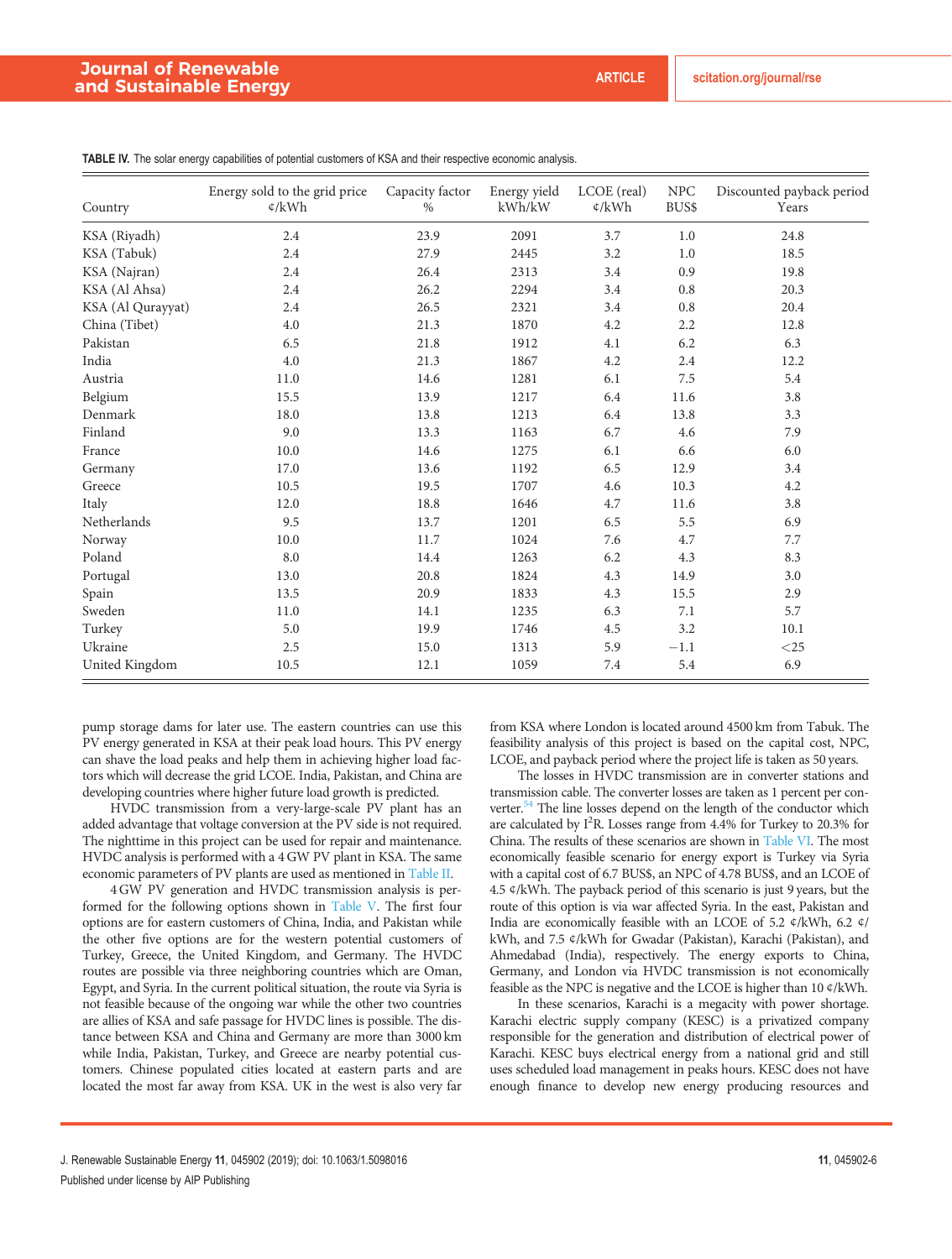**TABLE IV.** The solar energy capabilities of potential customers of KSA and their respective economic analysis.

| Country | Energy sold to the grid price ¢/kWh | Capacity factor % | Energy yield kWh/kW | LCOE (real) ¢/kWh | NPC BUS$ | Discounted payback period Years |
|---|---|---|---|---|---|---|
| KSA (Riyadh) | 2.4 | 23.9 | 2091 | 3.7 | 1.0 | 24.8 |
| KSA (Tabuk) | 2.4 | 27.9 | 2445 | 3.2 | 1.0 | 18.5 |
| KSA (Najran) | 2.4 | 26.4 | 2313 | 3.4 | 0.9 | 19.8 |
| KSA (Al Ahsa) | 2.4 | 26.2 | 2294 | 3.4 | 0.8 | 20.3 |
| KSA (Al Qurayyat) | 2.4 | 26.5 | 2321 | 3.4 | 0.8 | 20.4 |
| China (Tibet) | 4.0 | 21.3 | 1870 | 4.2 | 2.2 | 12.8 |
| Pakistan | 6.5 | 21.8 | 1912 | 4.1 | 6.2 | 6.3 |
| India | 4.0 | 21.3 | 1867 | 4.2 | 2.4 | 12.2 |
| Austria | 11.0 | 14.6 | 1281 | 6.1 | 7.5 | 5.4 |
| Belgium | 15.5 | 13.9 | 1217 | 6.4 | 11.6 | 3.8 |
| Denmark | 18.0 | 13.8 | 1213 | 6.4 | 13.8 | 3.3 |
| Finland | 9.0 | 13.3 | 1163 | 6.7 | 4.6 | 7.9 |
| France | 10.0 | 14.6 | 1275 | 6.1 | 6.6 | 6.0 |
| Germany | 17.0 | 13.6 | 1192 | 6.5 | 12.9 | 3.4 |
| Greece | 10.5 | 19.5 | 1707 | 4.6 | 10.3 | 4.2 |
| Italy | 12.0 | 18.8 | 1646 | 4.7 | 11.6 | 3.8 |
| Netherlands | 9.5 | 13.7 | 1201 | 6.5 | 5.5 | 6.9 |
| Norway | 10.0 | 11.7 | 1024 | 7.6 | 4.7 | 7.7 |
| Poland | 8.0 | 14.4 | 1263 | 6.2 | 4.3 | 8.3 |
| Portugal | 13.0 | 20.8 | 1824 | 4.3 | 14.9 | 3.0 |
| Spain | 13.5 | 20.9 | 1833 | 4.3 | 15.5 | 2.9 |
| Sweden | 11.0 | 14.1 | 1235 | 6.3 | 7.1 | 5.7 |
| Turkey | 5.0 | 19.9 | 1746 | 4.5 | 3.2 | 10.1 |
| Ukraine | 2.5 | 15.0 | 1313 | 5.9 | −1.1 | <25 |
| United Kingdom | 10.5 | 12.1 | 1059 | 7.4 | 5.4 | 6.9 |

pump storage dams for later use. The eastern countries can use this PV energy generated in KSA at their peak load hours. This PV energy can shave the load peaks and help them in achieving higher load factors which will decrease the grid LCOE. India, Pakistan, and China are developing countries where higher future load growth is predicted.

HVDC transmission from a very-large-scale PV plant has an added advantage that voltage conversion at the PV side is not required. The nighttime in this project can be used for repair and maintenance. HVDC analysis is performed with a 4 GW PV plant in KSA. The same economic parameters of PV plants are used as mentioned in Table II.

4 GW PV generation and HVDC transmission analysis is performed for the following options shown in Table V. The first four options are for eastern customers of China, India, and Pakistan while the other five options are for the western potential customers of Turkey, Greece, the United Kingdom, and Germany. The HVDC routes are possible via three neighboring countries which are Oman, Egypt, and Syria. In the current political situation, the route via Syria is not feasible because of the ongoing war while the other two countries are allies of KSA and safe passage for HVDC lines is possible. The distance between KSA and China and Germany are more than 3000 km while India, Pakistan, Turkey, and Greece are nearby potential customers. Chinese populated cities located at eastern parts and are located the most far away from KSA. UK in the west is also very far from KSA where London is located around 4500 km from Tabuk. The feasibility analysis of this project is based on the capital cost, NPC, LCOE, and payback period where the project life is taken as 50 years.

The losses in HVDC transmission are in converter stations and transmission cable. The converter losses are taken as 1 percent per converter.[54] The line losses depend on the length of the conductor which are calculated by $I^2R$. Losses range from 4.4% for Turkey to 20.3% for China. The results of these scenarios are shown in Table VI. The most economically feasible scenario for energy export is Turkey via Syria with a capital cost of 6.7 BUS$, an NPC of 4.78 BUS$, and an LCOE of 4.5 ¢/kWh. The payback period of this scenario is just 9 years, but the route of this option is via war affected Syria. In the east, Pakistan and India are economically feasible with an LCOE of 5.2 ¢/kWh, 6.2 ¢/kWh, and 7.5 ¢/kWh for Gwadar (Pakistan), Karachi (Pakistan), and Ahmedabad (India), respectively. The energy exports to China, Germany, and London via HVDC transmission is not economically feasible as the NPC is negative and the LCOE is higher than 10 ¢/kWh.

In these scenarios, Karachi is a megacity with power shortage. Karachi electric supply company (KESC) is a privatized company responsible for the generation and distribution of electrical power of Karachi. KESC buys electrical energy from a national grid and still uses scheduled load management in peaks hours. KESC does not have enough finance to develop new energy producing resources and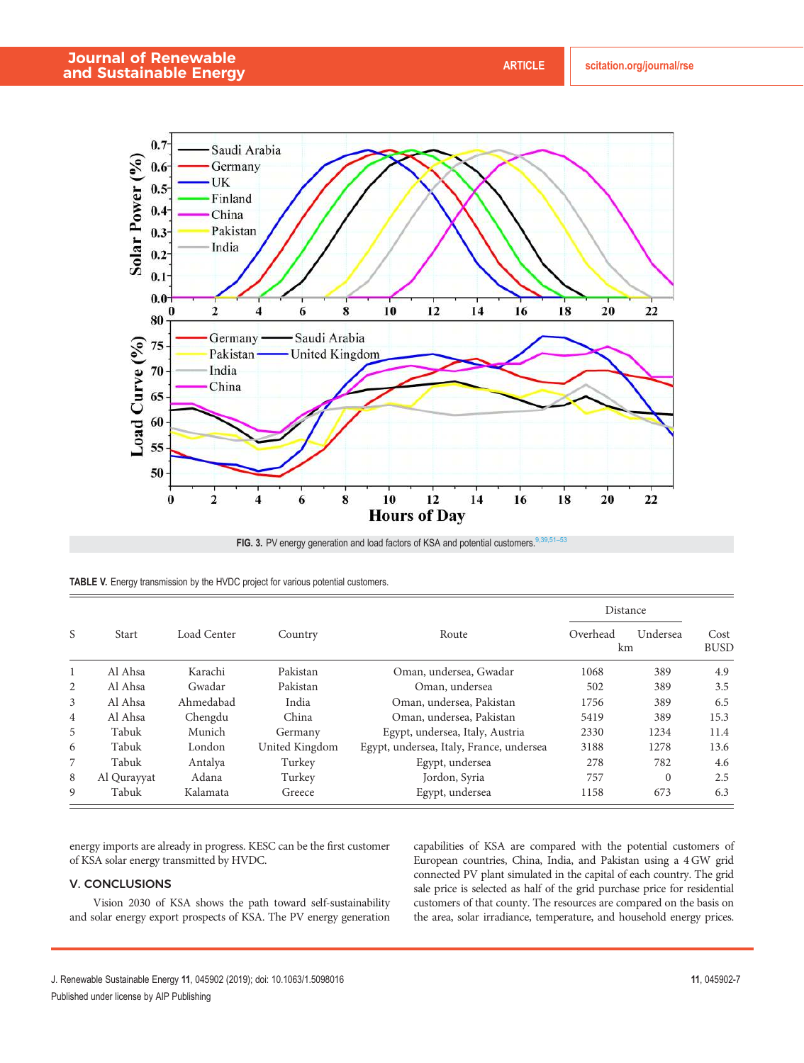FIG. 3. PV energy generation and load factors of KSA and potential customers.[9,39,51–53]

TABLE V. Energy transmission by the HVDC project for various potential customers.

| S | Start | Load Center | Country | Route | Distance Overhead (km) | Distance Undersea (km) | Cost BUSD |
|---|---|---|---|---|---|---|---|
| 1 | Al Ahsa | Karachi | Pakistan | Oman, undersea, Gwadar | 1068 | 389 | 4.9 |
| 2 | Al Ahsa | Gwadar | Pakistan | Oman, undersea | 502 | 389 | 3.5 |
| 3 | Al Ahsa | Ahmedabad | India | Oman, undersea, Pakistan | 1756 | 389 | 6.5 |
| 4 | Al Ahsa | Chengdu | China | Oman, undersea, Pakistan | 5419 | 389 | 15.3 |
| 5 | Tabuk | Munich | Germany | Egypt, undersea, Italy, Austria | 2330 | 1234 | 11.4 |
| 6 | Tabuk | London | United Kingdom | Egypt, undersea, Italy, France, undersea | 3188 | 1278 | 13.6 |
| 7 | Tabuk | Antalya | Turkey | Egypt, undersea | 278 | 782 | 4.6 |
| 8 | Al Qurayyat | Adana | Turkey | Jordon, Syria | 757 | 0 | 2.5 |
| 9 | Tabuk | Kalamata | Greece | Egypt, undersea | 1158 | 673 | 6.3 |

energy imports are already in progress. KESC can be the first customer of KSA solar energy transmitted by HVDC.

## V. CONCLUSIONS

Vision 2030 of KSA shows the path toward self-sustainability and solar energy export prospects of KSA. The PV energy generation capabilities of KSA are compared with the potential customers of European countries, China, India, and Pakistan using a 4 GW grid connected PV plant simulated in the capital of each country. The grid sale price is selected as half of the grid purchase price for residential customers of that county. The resources are compared on the basis on the area, solar irradiance, temperature, and household energy prices.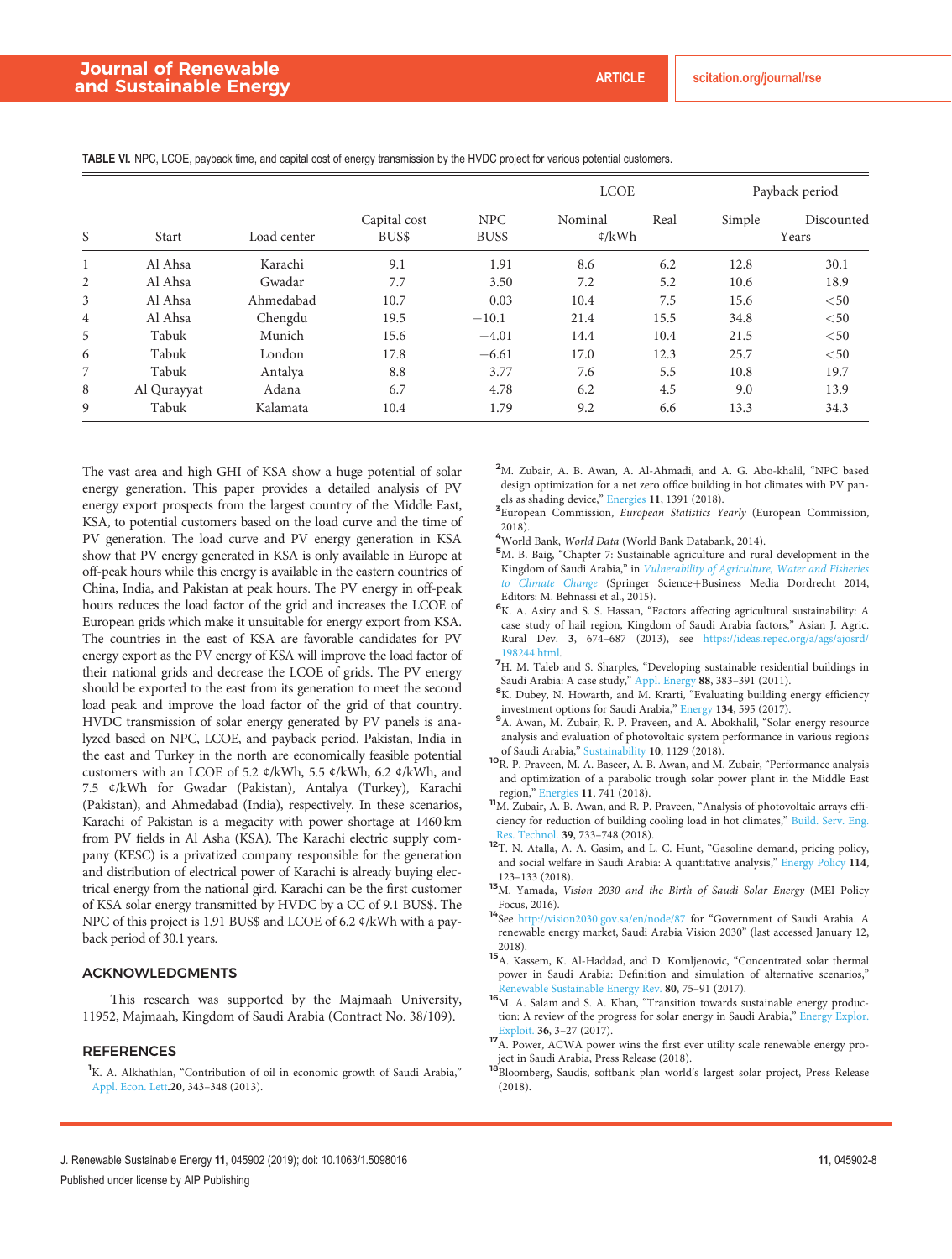**TABLE VI.** NPC, LCOE, payback time, and capital cost of energy transmission by the HVDC project for various potential customers.

| S | Start | Load center | Capital cost BUS$ | NPC BUS$ | LCOE Nominal ¢/kWh | LCOE Real ¢/kWh | Payback period Simple Years | Payback period Discounted Years |
|---|---|---|---|---|---|---|---|---|
| 1 | Al Ahsa | Karachi | 9.1 | 1.91 | 8.6 | 6.2 | 12.8 | 30.1 |
| 2 | Al Ahsa | Gwadar | 7.7 | 3.50 | 7.2 | 5.2 | 10.6 | 18.9 |
| 3 | Al Ahsa | Ahmedabad | 10.7 | 0.03 | 10.4 | 7.5 | 15.6 | <50 |
| 4 | Al Ahsa | Chengdu | 19.5 | −10.1 | 21.4 | 15.5 | 34.8 | <50 |
| 5 | Tabuk | Munich | 15.6 | −4.01 | 14.4 | 10.4 | 21.5 | <50 |
| 6 | Tabuk | London | 17.8 | −6.61 | 17.0 | 12.3 | 25.7 | <50 |
| 7 | Tabuk | Antalya | 8.8 | 3.77 | 7.6 | 5.5 | 10.8 | 19.7 |
| 8 | Al Qurayyat | Adana | 6.7 | 4.78 | 6.2 | 4.5 | 9.0 | 13.9 |
| 9 | Tabuk | Kalamata | 10.4 | 1.79 | 9.2 | 6.6 | 13.3 | 34.3 |

The vast area and high GHI of KSA show a huge potential of solar energy generation. This paper provides a detailed analysis of PV energy export prospects from the largest country of the Middle East, KSA, to potential customers based on the load curve and the time of PV generation. The load curve and PV energy generation in KSA show that PV energy generated in KSA is only available in Europe at off-peak hours while this energy is available in the eastern countries of China, India, and Pakistan at peak hours. The PV energy in off-peak hours reduces the load factor of the grid and increases the LCOE of European grids which make it unsuitable for energy export from KSA. The countries in the east of KSA are favorable candidates for PV energy export as the PV energy of KSA will improve the load factor of their national grids and decrease the LCOE of grids. The PV energy should be exported to the east from its generation to meet the second load peak and improve the load factor of the grid of that country. HVDC transmission of solar energy generated by PV panels is analyzed based on NPC, LCOE, and payback period. Pakistan, India in the east and Turkey in the north are economically feasible potential customers with an LCOE of 5.2 ¢/kWh, 5.5 ¢/kWh, 6.2 ¢/kWh, and 7.5 ¢/kWh for Gwadar (Pakistan), Antalya (Turkey), Karachi (Pakistan), and Ahmedabad (India), respectively. In these scenarios, Karachi of Pakistan is a megacity with power shortage at 1460 km from PV fields in Al Asha (KSA). The Karachi electric supply company (KESC) is a privatized company responsible for the generation and distribution of electrical power of Karachi is already buying electrical energy from the national gird. Karachi can be the first customer of KSA solar energy transmitted by HVDC by a CC of 9.1 BUS$. The NPC of this project is 1.91 BUS$ and LCOE of 6.2 ¢/kWh with a payback period of 30.1 years.

## ACKNOWLEDGMENTS

This research was supported by the Majmaah University, 11952, Majmaah, Kingdom of Saudi Arabia (Contract No. 38/109).

## REFERENCES

[1] K. A. Alkhathlan, "Contribution of oil in economic growth of Saudi Arabia," Appl. Econ. Lett. **20**, 343–348 (2013).

[2] M. Zubair, A. B. Awan, A. Al-Ahmadi, and A. G. Abo-khalil, "NPC based design optimization for a net zero office building in hot climates with PV panels as shading device," Energies **11**, 1391 (2018).

[3] European Commission, *European Statistics Yearly* (European Commission, 2018).

[4] World Bank, *World Data* (World Bank Databank, 2014).

[5] M. B. Baig, "Chapter 7: Sustainable agriculture and rural development in the Kingdom of Saudi Arabia," in *Vulnerability of Agriculture, Water and Fisheries to Climate Change* (Springer Science+Business Media Dordrecht 2014, Editors: M. Behnassi et al., 2015).

[6] K. A. Asiry and S. S. Hassan, "Factors affecting agricultural sustainability: A case study of hail region, Kingdom of Saudi Arabia factors," Asian J. Agric. Rural Dev. **3**, 674–687 (2013), see https://ideas.repec.org/a/ags/ajosrd/198244.html.

[7] H. M. Taleb and S. Sharples, "Developing sustainable residential buildings in Saudi Arabia: A case study," Appl. Energy **88**, 383–391 (2011).

[8] K. Dubey, N. Howarth, and M. Krarti, "Evaluating building energy efficiency investment options for Saudi Arabia," Energy **134**, 595 (2017).

[9] A. Awan, M. Zubair, R. P. Praveen, and A. Abokhalil, "Solar energy resource analysis and evaluation of photovoltaic system performance in various regions of Saudi Arabia," Sustainability **10**, 1129 (2018).

[10] R. P. Praveen, M. A. Baseer, A. B. Awan, and M. Zubair, "Performance analysis and optimization of a parabolic trough solar power plant in the Middle East region," Energies **11**, 741 (2018).

[11] M. Zubair, A. B. Awan, and R. P. Praveen, "Analysis of photovoltaic arrays efficiency for reduction of building cooling load in hot climates," Build. Serv. Eng. Res. Technol. **39**, 733–748 (2018).

[12] T. N. Atalla, A. A. Gasim, and L. C. Hunt, "Gasoline demand, pricing policy, and social welfare in Saudi Arabia: A quantitative analysis," Energy Policy **114**, 123–133 (2018).

[13] M. Yamada, *Vision 2030 and the Birth of Saudi Solar Energy* (MEI Policy Focus, 2016).

[14] See http://vision2030.gov.sa/en/node/87 for "Government of Saudi Arabia. A renewable energy market, Saudi Arabia Vision 2030" (last accessed January 12, 2018).

[15] A. Kassem, K. Al-Haddad, and D. Komljenovic, "Concentrated solar thermal power in Saudi Arabia: Definition and simulation of alternative scenarios," Renewable Sustainable Energy Rev. **80**, 75–91 (2017).

[16] M. A. Salam and S. A. Khan, "Transition towards sustainable energy production: A review of the progress for solar energy in Saudi Arabia," Energy Explor. Exploit. **36**, 3–27 (2017).

[17] A. Power, ACWA power wins the first ever utility scale renewable energy project in Saudi Arabia, Press Release (2018).

[18] Bloomberg, Saudis, softbank plan world's largest solar project, Press Release (2018).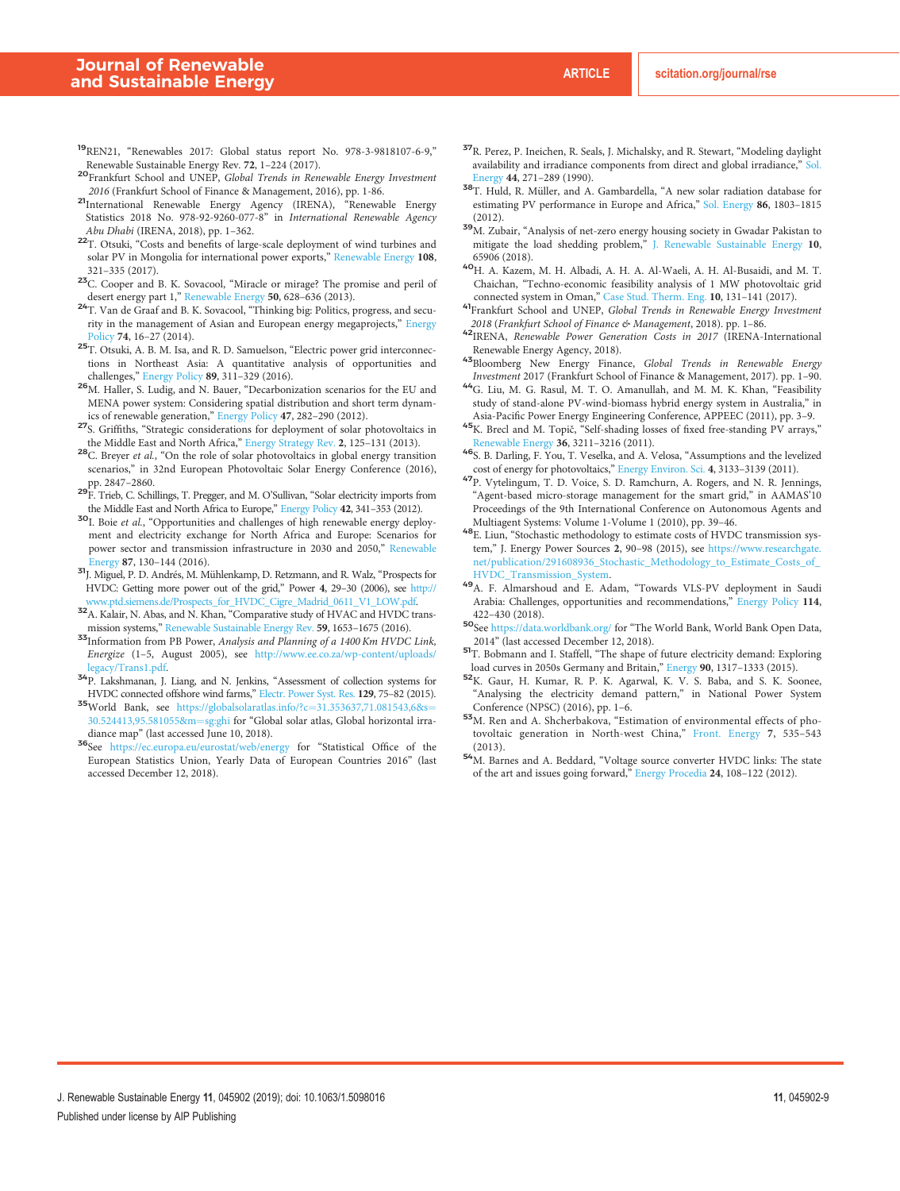[19] REN21, "Renewables 2017: Global status report No. 978-3-9818107-6-9," Renewable Sustainable Energy Rev. **72**, 1–224 (2017).

[20] Frankfurt School and UNEP, *Global Trends in Renewable Energy Investment 2016* (Frankfurt School of Finance & Management, 2016), pp. 1-86.

[21] International Renewable Energy Agency (IRENA), "Renewable Energy Statistics 2018 No. 978-92-9260-077-8" in *International Renewable Agency Abu Dhabi* (IRENA, 2018), pp. 1–362.

[22] T. Otsuki, "Costs and benefits of large-scale deployment of wind turbines and solar PV in Mongolia for international power exports," Renewable Energy **108**, 321–335 (2017).

[23] C. Cooper and B. K. Sovacool, "Miracle or mirage? The promise and peril of desert energy part 1," Renewable Energy **50**, 628–636 (2013).

[24] T. Van de Graaf and B. K. Sovacool, "Thinking big: Politics, progress, and security in the management of Asian and European energy megaprojects," Energy Policy **74**, 16–27 (2014).

[25] T. Otsuki, A. B. M. Isa, and R. D. Samuelson, "Electric power grid interconnections in Northeast Asia: A quantitative analysis of opportunities and challenges," Energy Policy **89**, 311–329 (2016).

[26] M. Haller, S. Ludig, and N. Bauer, "Decarbonization scenarios for the EU and MENA power system: Considering spatial distribution and short term dynamics of renewable generation," Energy Policy **47**, 282–290 (2012).

[27] S. Griffiths, "Strategic considerations for deployment of solar photovoltaics in the Middle East and North Africa," Energy Strategy Rev. **2**, 125–131 (2013).

[28] C. Breyer *et al.*, "On the role of solar photovoltaics in global energy transition scenarios," in 32nd European Photovoltaic Solar Energy Conference (2016), pp. 2847–2860.

[29] F. Trieb, C. Schillings, T. Pregger, and M. O'Sullivan, "Solar electricity imports from the Middle East and North Africa to Europe," Energy Policy **42**, 341–353 (2012).

[30] I. Boie *et al.*, "Opportunities and challenges of high renewable energy deployment and electricity exchange for North Africa and Europe: Scenarios for power sector and transmission infrastructure in 2030 and 2050," Renewable Energy **87**, 130–144 (2016).

[31] J. Miguel, P. D. Andrés, M. Mühlenkamp, D. Retzmann, and R. Walz, "Prospects for HVDC: Getting more power out of the grid," Power **4**, 29–30 (2006), see http://www.ptd.siemens.de/Prospects_for_HVDC_Cigre_Madrid_0611_V1_LOW.pdf.

[32] A. Kalair, N. Abas, and N. Khan, "Comparative study of HVAC and HVDC transmission systems," Renewable Sustainable Energy Rev. **59**, 1653–1675 (2016).

[33] Information from PB Power, *Analysis and Planning of a 1400 Km HVDC Link, Energize* (1–5, August 2005), see http://www.ee.co.za/wp-content/uploads/legacy/Trans1.pdf.

[34] P. Lakshmanan, J. Liang, and N. Jenkins, "Assessment of collection systems for HVDC connected offshore wind farms," Electr. Power Syst. Res. **129**, 75–82 (2015).

[35] World Bank, see https://globalsolaratlas.info/?c=31.353637,71.081543,6&s=30.524413,95.581055&m=sg:ghi for "Global solar atlas, Global horizontal irradiance map" (last accessed June 10, 2018).

[36] See https://ec.europa.eu/eurostat/web/energy for "Statistical Office of the European Statistics Union, Yearly Data of European Countries 2016" (last accessed December 12, 2018).

[37] R. Perez, P. Ineichen, R. Seals, J. Michalsky, and R. Stewart, "Modeling daylight availability and irradiance components from direct and global irradiance," Sol. Energy **44**, 271–289 (1990).

[38] T. Huld, R. Müller, and A. Gambardella, "A new solar radiation database for estimating PV performance in Europe and Africa," Sol. Energy **86**, 1803–1815 (2012).

[39] M. Zubair, "Analysis of net-zero energy housing society in Gwadar Pakistan to mitigate the load shedding problem," J. Renewable Sustainable Energy **10**, 65906 (2018).

[40] H. A. Kazem, M. H. Albadi, A. H. A. Al-Waeli, A. H. Al-Busaidi, and M. T. Chaichan, "Techno-economic feasibility analysis of 1 MW photovoltaic grid connected system in Oman," Case Stud. Therm. Eng. **10**, 131–141 (2017).

[41] Frankfurt School and UNEP, *Global Trends in Renewable Energy Investment 2018* (*Frankfurt School of Finance & Management*, 2018). pp. 1–86.

[42] IRENA, *Renewable Power Generation Costs in 2017* (IRENA-International Renewable Energy Agency, 2018).

[43] Bloomberg New Energy Finance, *Global Trends in Renewable Energy Investment* 2017 (Frankfurt School of Finance & Management, 2017). pp. 1–90.

[44] G. Liu, M. G. Rasul, M. T. O. Amanullah, and M. M. K. Khan, "Feasibility study of stand-alone PV-wind-biomass hybrid energy system in Australia," in Asia-Pacific Power Energy Engineering Conference, APPEEC (2011), pp. 3–9.

[45] K. Brecl and M. Topič, "Self-shading losses of fixed free-standing PV arrays," Renewable Energy **36**, 3211–3216 (2011).

[46] S. B. Darling, F. You, T. Veselka, and A. Velosa, "Assumptions and the levelized cost of energy for photovoltaics," Energy Environ. Sci. **4**, 3133–3139 (2011).

[47] P. Vytelingum, T. D. Voice, S. D. Ramchurn, A. Rogers, and N. R. Jennings, "Agent-based micro-storage management for the smart grid," in AAMAS'10 Proceedings of the 9th International Conference on Autonomous Agents and Multiagent Systems: Volume 1-Volume 1 (2010), pp. 39–46.

[48] E. Liun, "Stochastic methodology to estimate costs of HVDC transmission system," J. Energy Power Sources **2**, 90–98 (2015), see https://www.researchgate.net/publication/291608936_Stochastic_Methodology_to_Estimate_Costs_of_HVDC_Transmission_System.

[49] A. F. Almarshoud and E. Adam, "Towards VLS-PV deployment in Saudi Arabia: Challenges, opportunities and recommendations," Energy Policy **114**, 422–430 (2018).

[50] See https://data.worldbank.org/ for "The World Bank, World Bank Open Data, 2014" (last accessed December 12, 2018).

[51] T. Bobmann and I. Staffell, "The shape of future electricity demand: Exploring load curves in 2050s Germany and Britain," Energy **90**, 1317–1333 (2015).

[52] K. Gaur, H. Kumar, R. P. K. Agarwal, K. V. S. Baba, and S. K. Soonee, "Analysing the electricity demand pattern," in National Power System Conference (NPSC) (2016), pp. 1–6.

[53] M. Ren and A. Shcherbakova, "Estimation of environmental effects of photovoltaic generation in North-west China," Front. Energy **7**, 535–543 (2013).

[54] M. Barnes and A. Beddard, "Voltage source converter HVDC links: The state of the art and issues going forward," Energy Procedia **24**, 108–122 (2012).